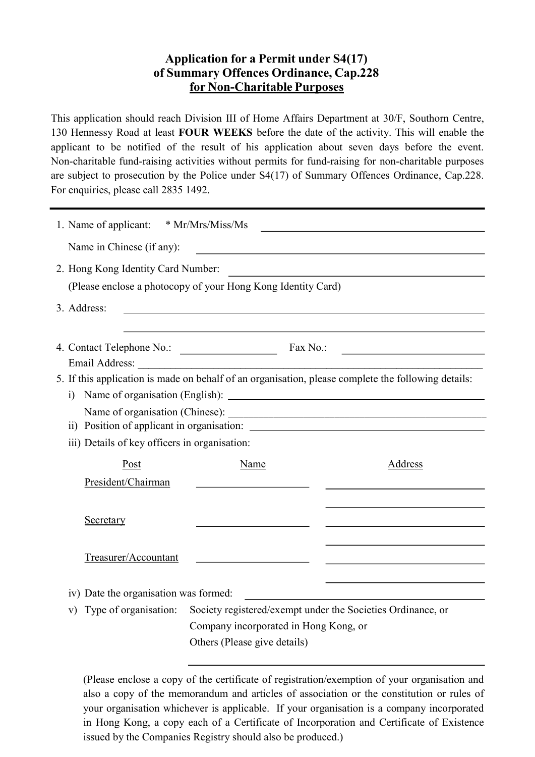# Application for a Permit under S4(17) of Summary Offences Ordinance, Cap.228 for Non-Charitable Purposes

This application should reach Division III of Home Affairs Department at 30/F, Southorn Centre, 130 Hennessy Road at least **FOUR WEEKS** before the date of the activity. This will enable the applicant to be notified of the result of his application about seven days before the event. Non-charitable fund-raising activities without permits for fund-raising for non-charitable purposes are subject to prosecution by the Police under S4(17) of Summary Offences Ordinance, Cap.228. For enquiries, please call 2835 1492.

---

1. Name of applicant: * Mr/Mrs/Miss/Ms ______________________________

   Name in Chinese (if any): ______________________________

2. Hong Kong Identity Card Number: ______________________________

   (Please enclose a photocopy of your Hong Kong Identity Card)

3. Address: ______________________________

   ______________________________

4. Contact Telephone No.: ______________ Fax No.: ______________

   Email Address: ______________________________

5. If this application is made on behalf of an organisation, please complete the following details:

   i) Name of organisation (English): ______________________________

      Name of organisation (Chinese): ______________________________

   ii) Position of applicant in organisation: ______________________________

   iii) Details of key officers in organisation:

| Post | Name | Address |
|---|---|---|
| President/Chairman | ______________ | ______________ |
| Secretary | ______________ | ______________ |
| Treasurer/Accountant | ______________ | ______________ |

   iv) Date the organisation was formed: ______________________________

   v) Type of organisation: Society registered/exempt under the Societies Ordinance, or
      Company incorporated in Hong Kong, or
      Others (Please give details)

      ______________________________

   (Please enclose a copy of the certificate of registration/exemption of your organisation and also a copy of the memorandum and articles of association or the constitution or rules of your organisation whichever is applicable. If your organisation is a company incorporated in Hong Kong, a copy each of a Certificate of Incorporation and Certificate of Existence issued by the Companies Registry should also be produced.)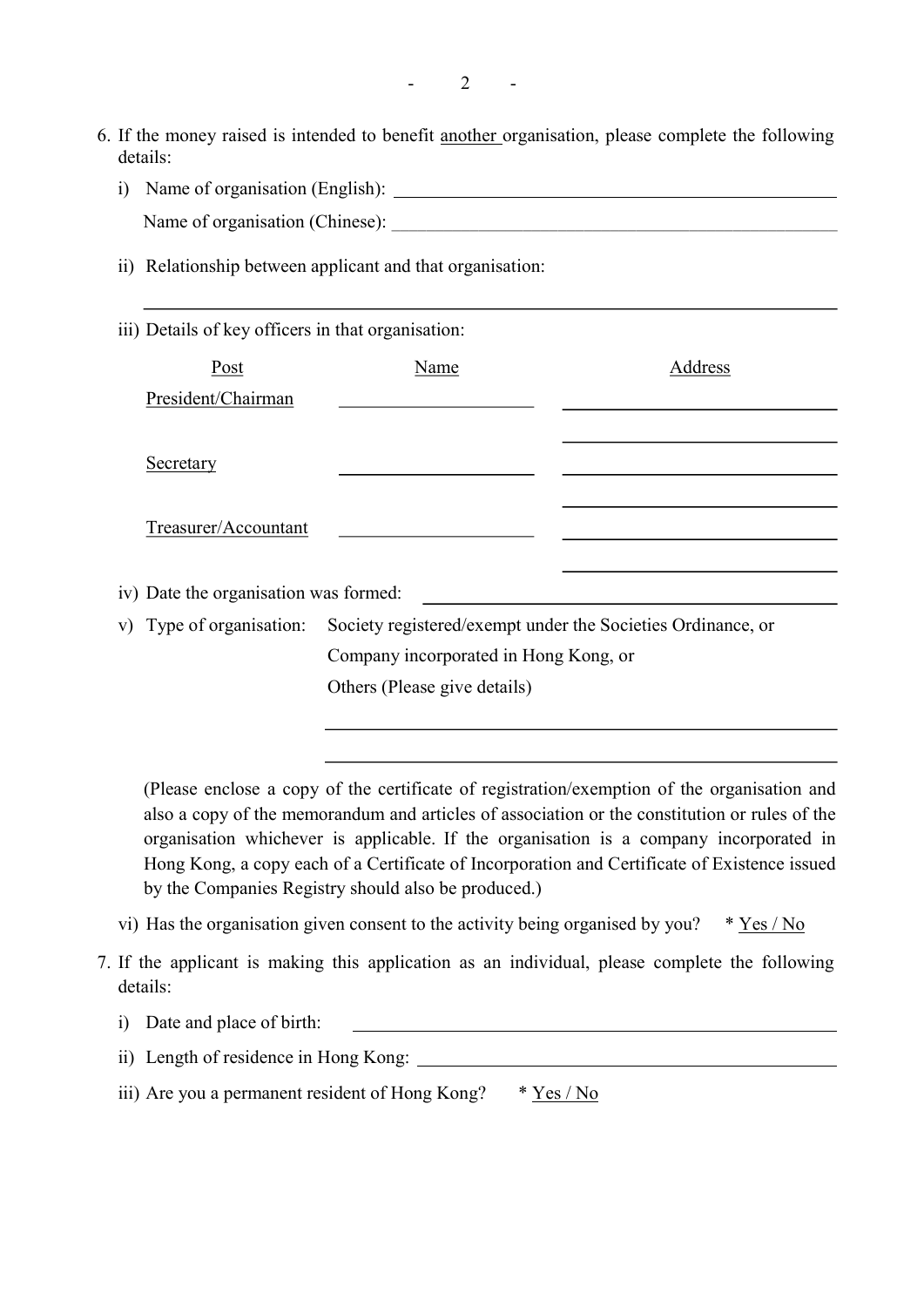6. If the money raised is intended to benefit <u>another</u> organisation, please complete the following details:

   i) Name of organisation (English): ______________________________

      Name of organisation (Chinese): ______________________________

   ii) Relationship between applicant and that organisation:

      ______________________________

   iii) Details of key officers in that organisation:

| Post | Name | Address |
|---|---|---|
| President/Chairman | ____________ | ____________ |
| | | ____________ |
| Secretary | ____________ | ____________ |
| | | ____________ |
| Treasurer/Accountant | ____________ | ____________ |
| | | ____________ |

   iv) Date the organisation was formed: ______________________________

   v) Type of organisation: Society registered/exempt under the Societies Ordinance, or
      Company incorporated in Hong Kong, or
      Others (Please give details)

      ______________________________

      ______________________________

   (Please enclose a copy of the certificate of registration/exemption of the organisation and also a copy of the memorandum and articles of association or the constitution or rules of the organisation whichever is applicable. If the organisation is a company incorporated in Hong Kong, a copy each of a Certificate of Incorporation and Certificate of Existence issued by the Companies Registry should also be produced.)

   vi) Has the organisation given consent to the activity being organised by you? * Yes / No

7. If the applicant is making this application as an individual, please complete the following details:

   i) Date and place of birth: ______________________________

   ii) Length of residence in Hong Kong: ______________________________

   iii) Are you a permanent resident of Hong Kong? * Yes / No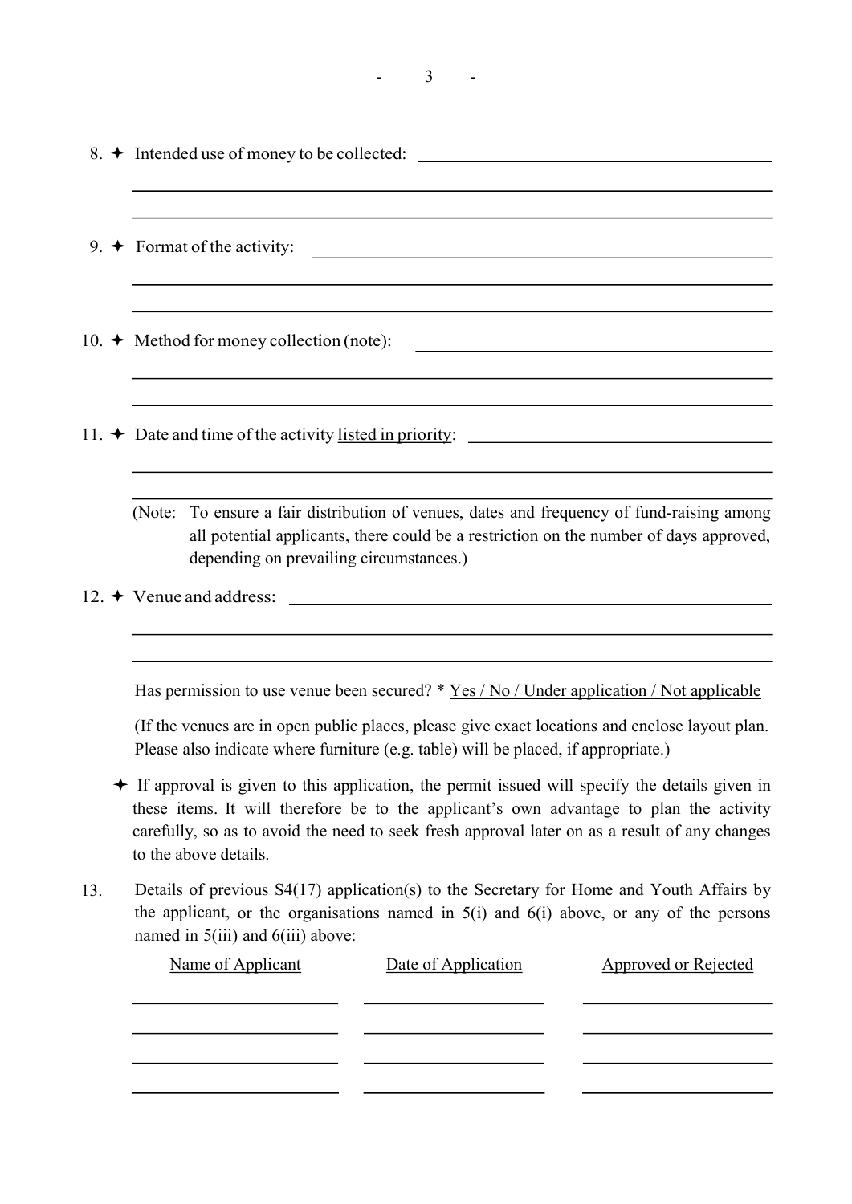8. ✦ Intended use of money to be collected: ______________________________________

______________________________________________________________________

______________________________________________________________________

9. ✦ Format of the activity: ______________________________________

______________________________________________________________________

______________________________________________________________________

10. ✦ Method for money collection (note): ______________________________________

______________________________________________________________________

______________________________________________________________________

11. ✦ Date and time of the activity <u>listed in priority</u>: ______________________________________

______________________________________________________________________

______________________________________________________________________

(Note: To ensure a fair distribution of venues, dates and frequency of fund-raising among all potential applicants, there could be a restriction on the number of days approved, depending on prevailing circumstances.)

12. ✦ Venue and address: ______________________________________

______________________________________________________________________

______________________________________________________________________

Has permission to use venue been secured? * <u>Yes / No / Under application / Not applicable</u>

(If the venues are in open public places, please give exact locations and enclose layout plan. Please also indicate where furniture (e.g. table) will be placed, if appropriate.)

✦ If approval is given to this application, the permit issued will specify the details given in these items. It will therefore be to the applicant's own advantage to plan the activity carefully, so as to avoid the need to seek fresh approval later on as a result of any changes to the above details.

13. Details of previous S4(17) application(s) to the Secretary for Home and Youth Affairs by the applicant, or the organisations named in 5(i) and 6(i) above, or any of the persons named in 5(iii) and 6(iii) above:

| Name of Applicant | Date of Application | Approved or Rejected |
|---|---|---|
| | | |
| | | |
| | | |
| | | |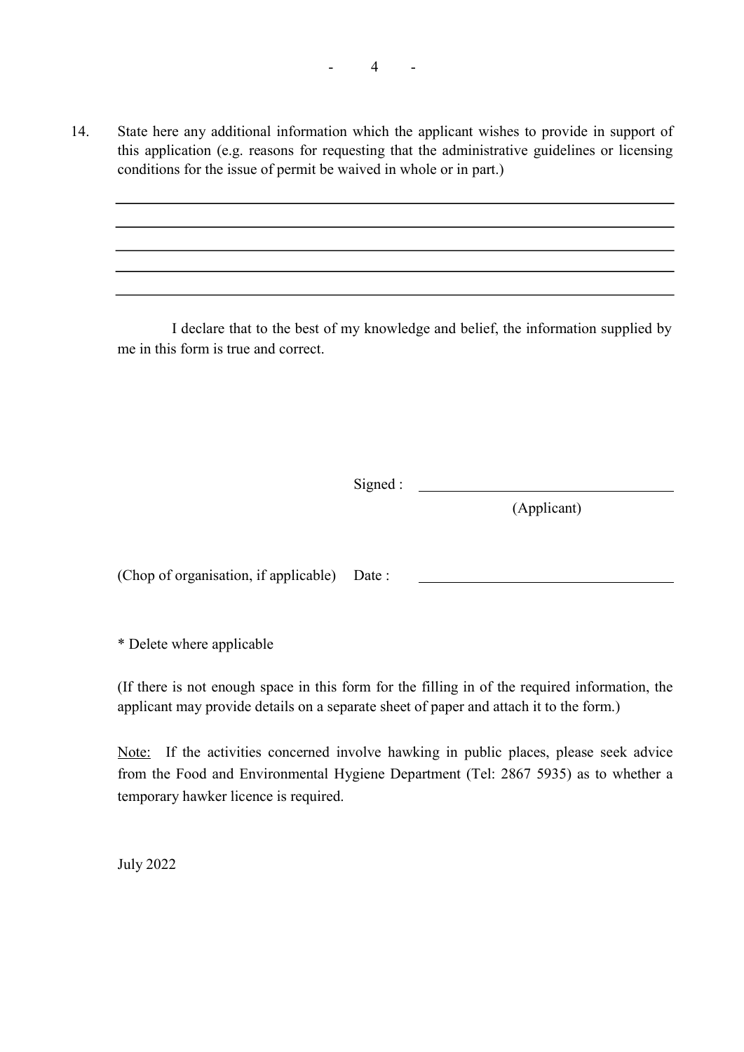14. State here any additional information which the applicant wishes to provide in support of this application (e.g. reasons for requesting that the administrative guidelines or licensing conditions for the issue of permit be waived in whole or in part.)

\_\_\_\_\_\_\_\_\_\_\_\_\_\_\_\_\_\_\_\_\_\_\_\_\_\_\_\_\_\_\_\_\_\_\_\_\_\_\_\_\_\_\_\_\_\_\_\_\_\_\_\_\_\_\_\_\_\_\_\_\_\_\_\_\_\_\_\_\_\_\_\_\_\_\_\_

\_\_\_\_\_\_\_\_\_\_\_\_\_\_\_\_\_\_\_\_\_\_\_\_\_\_\_\_\_\_\_\_\_\_\_\_\_\_\_\_\_\_\_\_\_\_\_\_\_\_\_\_\_\_\_\_\_\_\_\_\_\_\_\_\_\_\_\_\_\_\_\_\_\_\_\_

\_\_\_\_\_\_\_\_\_\_\_\_\_\_\_\_\_\_\_\_\_\_\_\_\_\_\_\_\_\_\_\_\_\_\_\_\_\_\_\_\_\_\_\_\_\_\_\_\_\_\_\_\_\_\_\_\_\_\_\_\_\_\_\_\_\_\_\_\_\_\_\_\_\_\_\_

\_\_\_\_\_\_\_\_\_\_\_\_\_\_\_\_\_\_\_\_\_\_\_\_\_\_\_\_\_\_\_\_\_\_\_\_\_\_\_\_\_\_\_\_\_\_\_\_\_\_\_\_\_\_\_\_\_\_\_\_\_\_\_\_\_\_\_\_\_\_\_\_\_\_\_\_

\_\_\_\_\_\_\_\_\_\_\_\_\_\_\_\_\_\_\_\_\_\_\_\_\_\_\_\_\_\_\_\_\_\_\_\_\_\_\_\_\_\_\_\_\_\_\_\_\_\_\_\_\_\_\_\_\_\_\_\_\_\_\_\_\_\_\_\_\_\_\_\_\_\_\_\_

I declare that to the best of my knowledge and belief, the information supplied by me in this form is true and correct.

Signed : \_\_\_\_\_\_\_\_\_\_\_\_\_\_\_\_\_\_\_\_\_\_\_\_\_\_\_\_\_\_
(Applicant)

(Chop of organisation, if applicable) Date : \_\_\_\_\_\_\_\_\_\_\_\_\_\_\_\_\_\_\_\_\_\_\_\_\_\_\_\_\_\_

* Delete where applicable

(If there is not enough space in this form for the filling in of the required information, the applicant may provide details on a separate sheet of paper and attach it to the form.)

Note: If the activities concerned involve hawking in public places, please seek advice from the Food and Environmental Hygiene Department (Tel: 2867 5935) as to whether a temporary hawker licence is required.

July 2022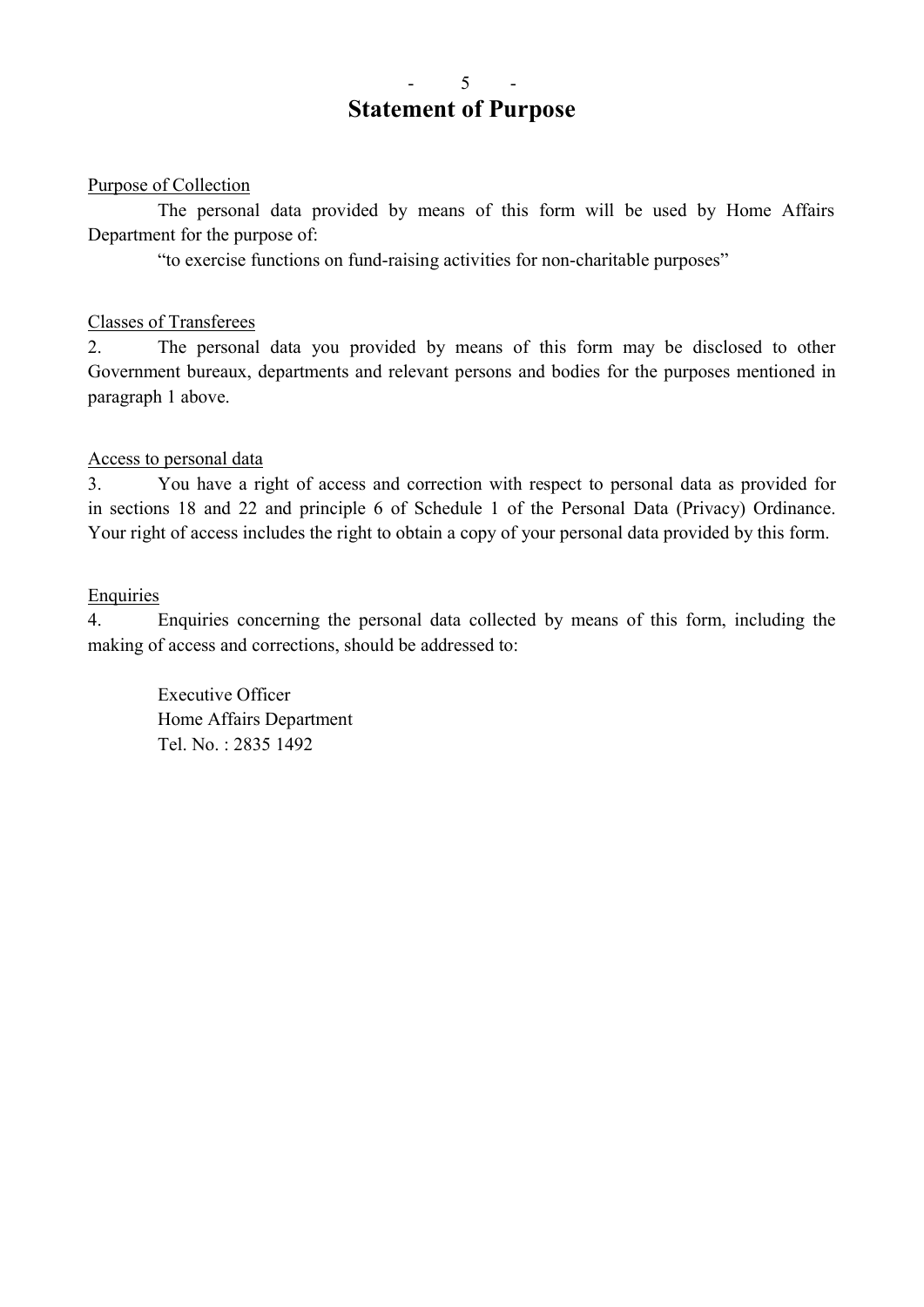# Statement of Purpose

Purpose of Collection

The personal data provided by means of this form will be used by Home Affairs Department for the purpose of:

"to exercise functions on fund-raising activities for non-charitable purposes"

Classes of Transferees

2. The personal data you provided by means of this form may be disclosed to other Government bureaux, departments and relevant persons and bodies for the purposes mentioned in paragraph 1 above.

Access to personal data

3. You have a right of access and correction with respect to personal data as provided for in sections 18 and 22 and principle 6 of Schedule 1 of the Personal Data (Privacy) Ordinance. Your right of access includes the right to obtain a copy of your personal data provided by this form.

Enquiries

4. Enquiries concerning the personal data collected by means of this form, including the making of access and corrections, should be addressed to:

Executive Officer
Home Affairs Department
Tel. No. : 2835 1492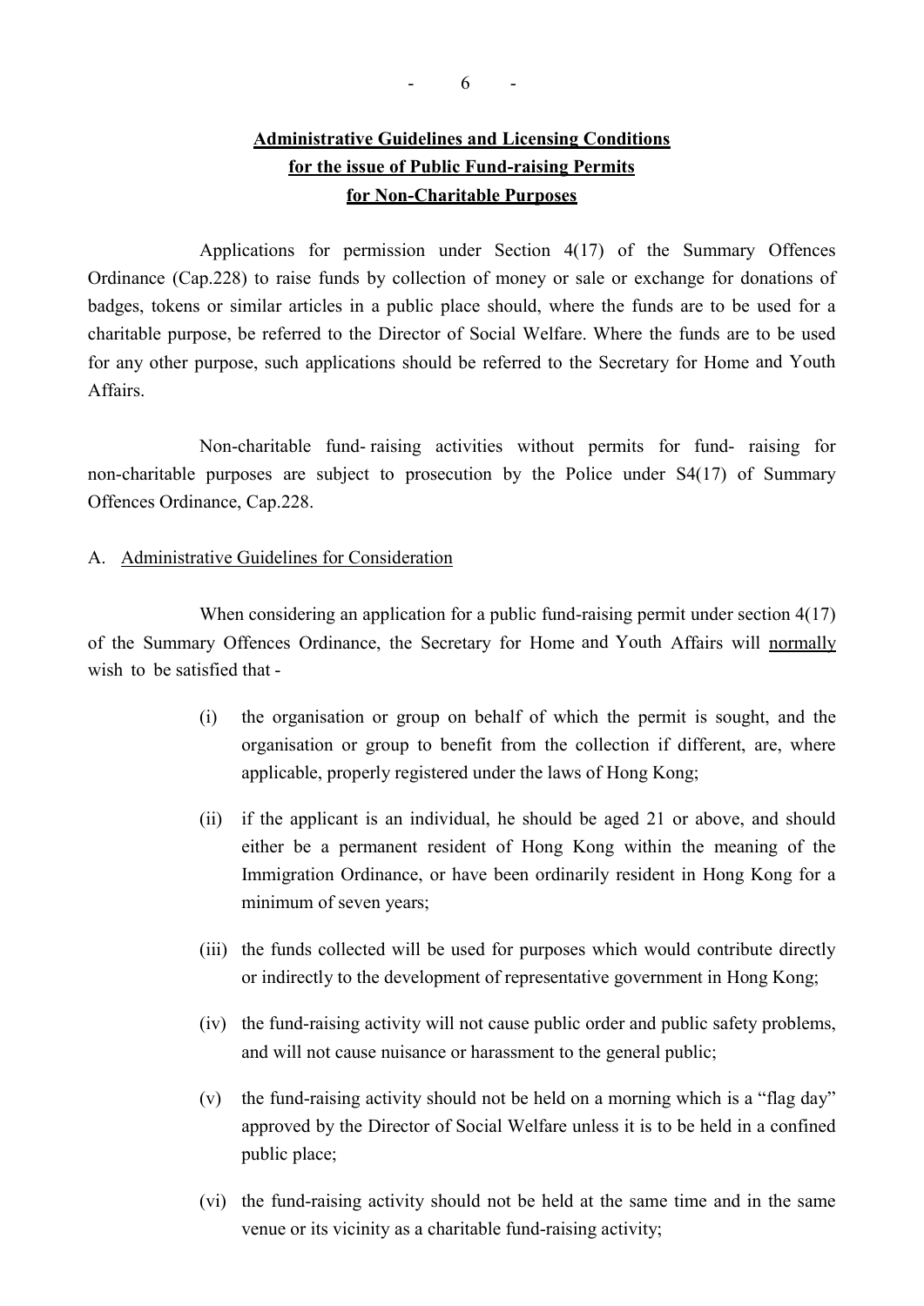**<u>Administrative Guidelines and Licensing Conditions</u>**
**<u>for the issue of Public Fund-raising Permits</u>**
**<u>for Non-Charitable Purposes</u>**

Applications for permission under Section 4(17) of the Summary Offences Ordinance (Cap.228) to raise funds by collection of money or sale or exchange for donations of badges, tokens or similar articles in a public place should, where the funds are to be used for a charitable purpose, be referred to the Director of Social Welfare. Where the funds are to be used for any other purpose, such applications should be referred to the Secretary for Home and Youth Affairs.

Non-charitable fund- raising activities without permits for fund- raising for non-charitable purposes are subject to prosecution by the Police under S4(17) of Summary Offences Ordinance, Cap.228.

A. <u>Administrative Guidelines for Consideration</u>

When considering an application for a public fund-raising permit under section 4(17) of the Summary Offences Ordinance, the Secretary for Home and Youth Affairs will <u>normally</u> wish to be satisfied that -

(i) the organisation or group on behalf of which the permit is sought, and the organisation or group to benefit from the collection if different, are, where applicable, properly registered under the laws of Hong Kong;

(ii) if the applicant is an individual, he should be aged 21 or above, and should either be a permanent resident of Hong Kong within the meaning of the Immigration Ordinance, or have been ordinarily resident in Hong Kong for a minimum of seven years;

(iii) the funds collected will be used for purposes which would contribute directly or indirectly to the development of representative government in Hong Kong;

(iv) the fund-raising activity will not cause public order and public safety problems, and will not cause nuisance or harassment to the general public;

(v) the fund-raising activity should not be held on a morning which is a "flag day" approved by the Director of Social Welfare unless it is to be held in a confined public place;

(vi) the fund-raising activity should not be held at the same time and in the same venue or its vicinity as a charitable fund-raising activity;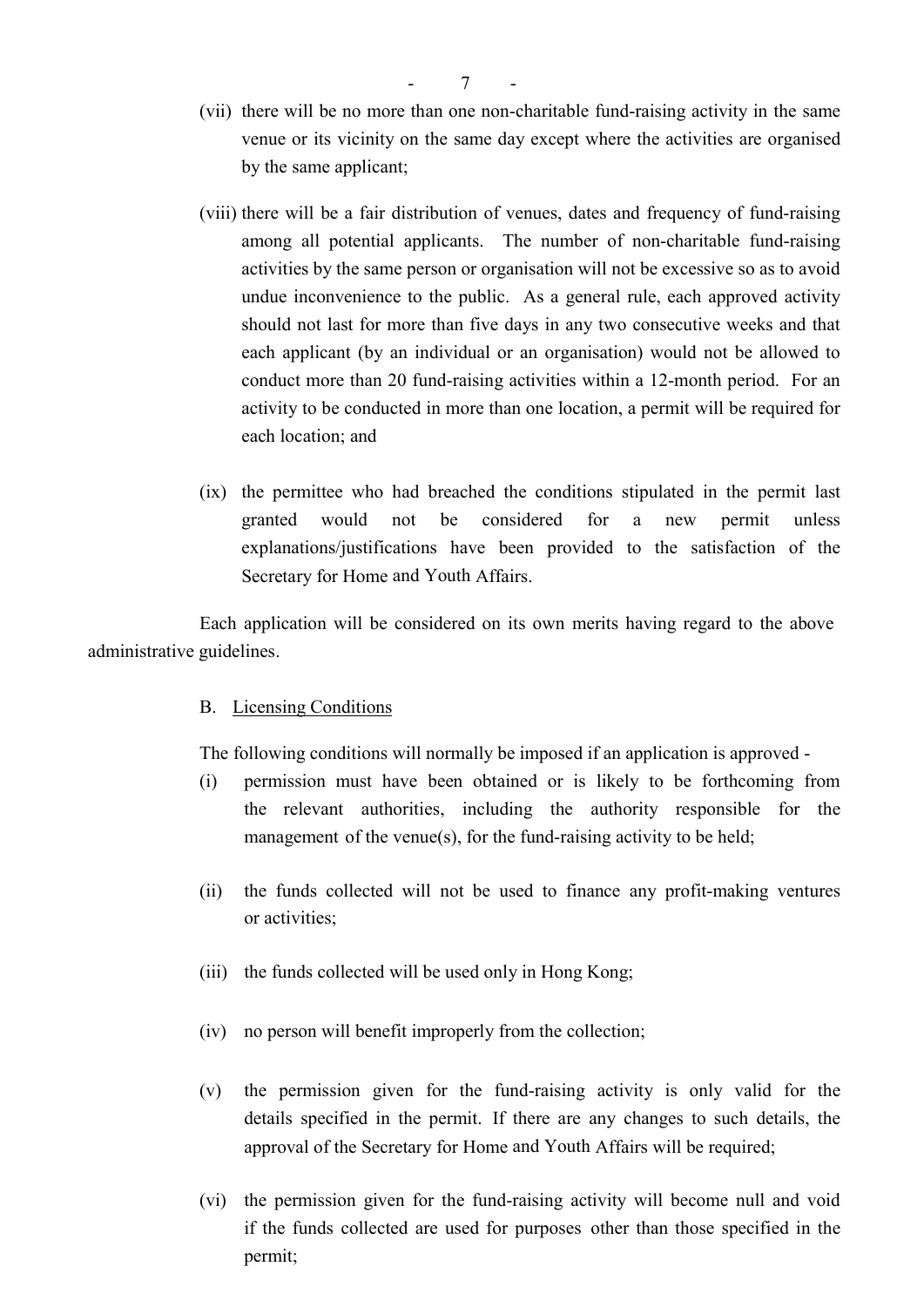(vii) there will be no more than one non-charitable fund-raising activity in the same venue or its vicinity on the same day except where the activities are organised by the same applicant;

(viii) there will be a fair distribution of venues, dates and frequency of fund-raising among all potential applicants. The number of non-charitable fund-raising activities by the same person or organisation will not be excessive so as to avoid undue inconvenience to the public. As a general rule, each approved activity should not last for more than five days in any two consecutive weeks and that each applicant (by an individual or an organisation) would not be allowed to conduct more than 20 fund-raising activities within a 12-month period. For an activity to be conducted in more than one location, a permit will be required for each location; and

(ix) the permittee who had breached the conditions stipulated in the permit last granted would not be considered for a new permit unless explanations/justifications have been provided to the satisfaction of the Secretary for Home and Youth Affairs.

Each application will be considered on its own merits having regard to the above administrative guidelines.

B. <u>Licensing Conditions</u>

The following conditions will normally be imposed if an application is approved -

(i) permission must have been obtained or is likely to be forthcoming from the relevant authorities, including the authority responsible for the management of the venue(s), for the fund-raising activity to be held;

(ii) the funds collected will not be used to finance any profit-making ventures or activities;

(iii) the funds collected will be used only in Hong Kong;

(iv) no person will benefit improperly from the collection;

(v) the permission given for the fund-raising activity is only valid for the details specified in the permit. If there are any changes to such details, the approval of the Secretary for Home and Youth Affairs will be required;

(vi) the permission given for the fund-raising activity will become null and void if the funds collected are used for purposes other than those specified in the permit;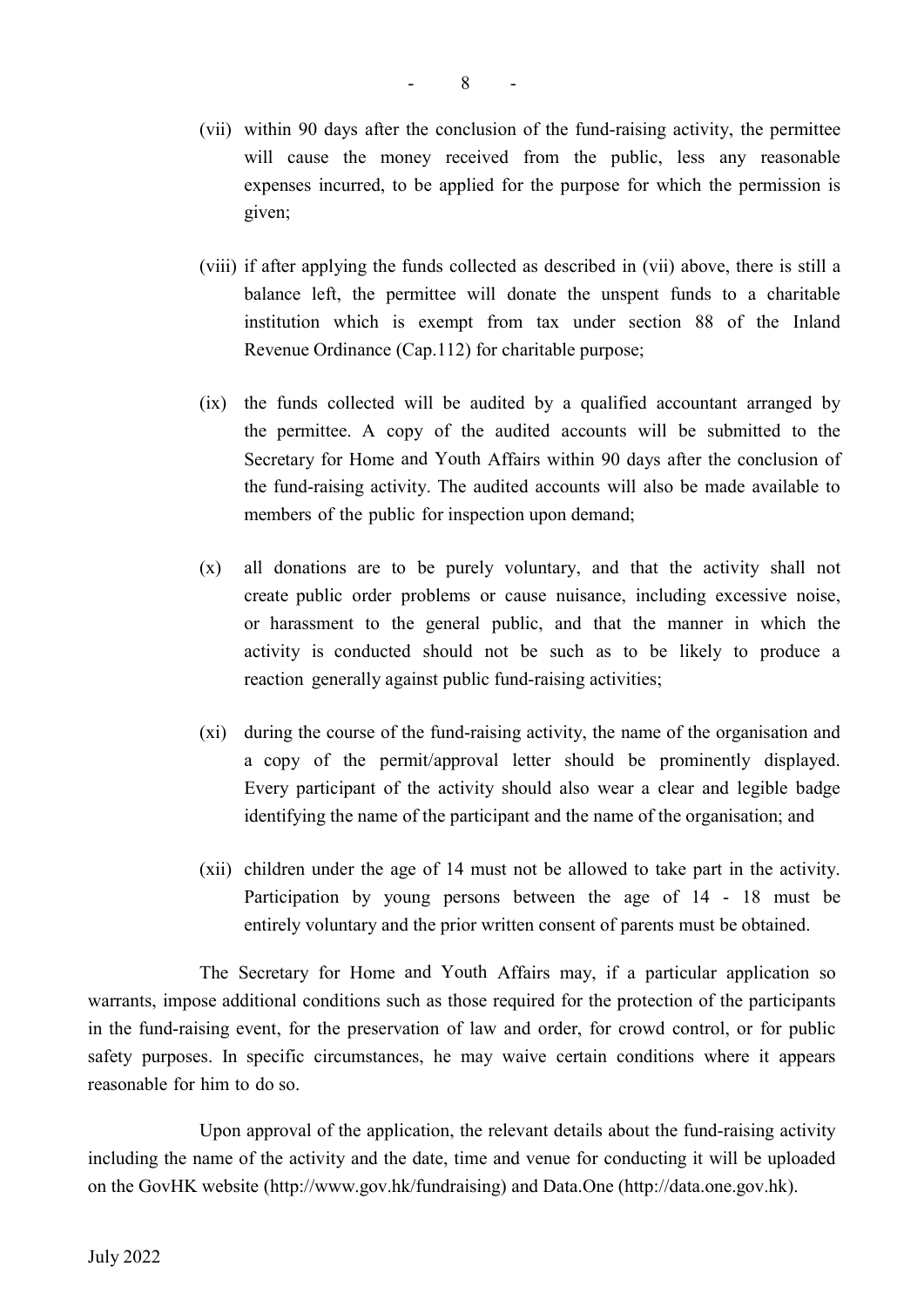(vii) within 90 days after the conclusion of the fund-raising activity, the permittee will cause the money received from the public, less any reasonable expenses incurred, to be applied for the purpose for which the permission is given;

(viii) if after applying the funds collected as described in (vii) above, there is still a balance left, the permittee will donate the unspent funds to a charitable institution which is exempt from tax under section 88 of the Inland Revenue Ordinance (Cap.112) for charitable purpose;

(ix) the funds collected will be audited by a qualified accountant arranged by the permittee. A copy of the audited accounts will be submitted to the Secretary for Home and Youth Affairs within 90 days after the conclusion of the fund-raising activity. The audited accounts will also be made available to members of the public for inspection upon demand;

(x) all donations are to be purely voluntary, and that the activity shall not create public order problems or cause nuisance, including excessive noise, or harassment to the general public, and that the manner in which the activity is conducted should not be such as to be likely to produce a reaction generally against public fund-raising activities;

(xi) during the course of the fund-raising activity, the name of the organisation and a copy of the permit/approval letter should be prominently displayed. Every participant of the activity should also wear a clear and legible badge identifying the name of the participant and the name of the organisation; and

(xii) children under the age of 14 must not be allowed to take part in the activity. Participation by young persons between the age of 14 - 18 must be entirely voluntary and the prior written consent of parents must be obtained.

The Secretary for Home and Youth Affairs may, if a particular application so warrants, impose additional conditions such as those required for the protection of the participants in the fund-raising event, for the preservation of law and order, for crowd control, or for public safety purposes. In specific circumstances, he may waive certain conditions where it appears reasonable for him to do so.

Upon approval of the application, the relevant details about the fund-raising activity including the name of the activity and the date, time and venue for conducting it will be uploaded on the GovHK website (http://www.gov.hk/fundraising) and Data.One (http://data.one.gov.hk).

July 2022